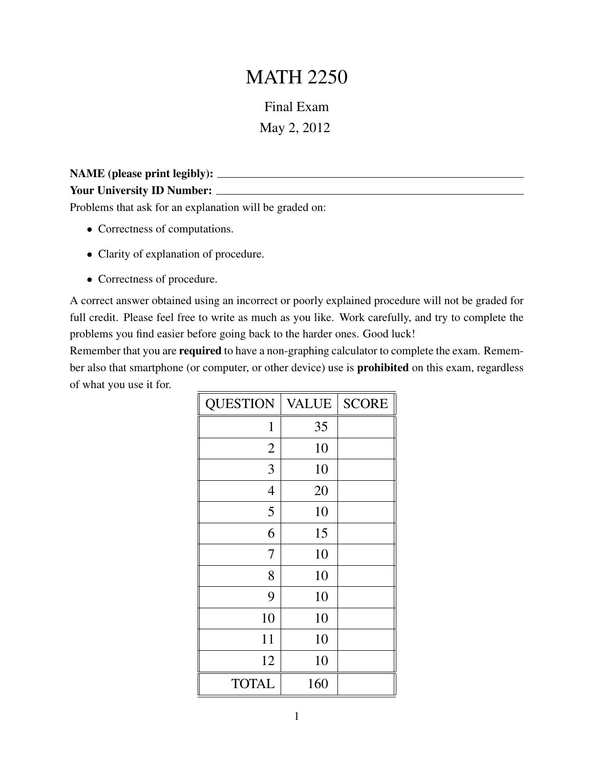# MATH 2250

Final Exam

May 2, 2012

**NAME (please print legibly):** ______________________________

**Your University ID Number:** ______________________________

Problems that ask for an explanation will be graded on:

- Correctness of computations.
- Clarity of explanation of procedure.
- Correctness of procedure.

A correct answer obtained using an incorrect or poorly explained procedure will not be graded for full credit. Please feel free to write as much as you like. Work carefully, and try to complete the problems you find easier before going back to the harder ones. Good luck!

Remember that you are **required** to have a non-graphing calculator to complete the exam. Remember also that smartphone (or computer, or other device) use is **prohibited** on this exam, regardless of what you use it for.

| QUESTION | VALUE | SCORE |
|---|---|---|
| 1 | 35 | |
| 2 | 10 | |
| 3 | 10 | |
| 4 | 20 | |
| 5 | 10 | |
| 6 | 15 | |
| 7 | 10 | |
| 8 | 10 | |
| 9 | 10 | |
| 10 | 10 | |
| 11 | 10 | |
| 12 | 10 | |
| TOTAL | 160 | |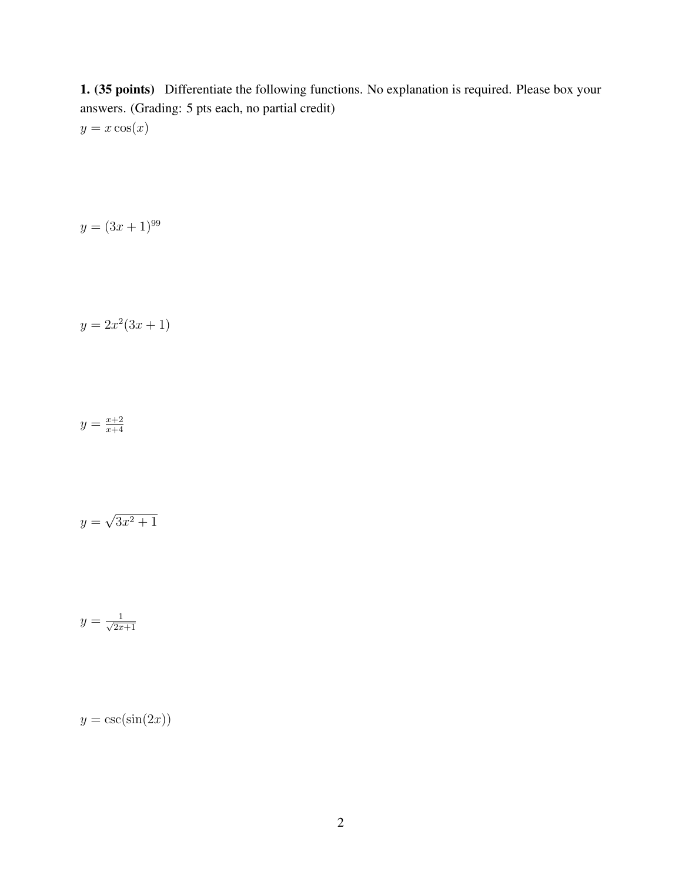**1. (35 points)** Differentiate the following functions. No explanation is required. Please box your answers. (Grading: 5 pts each, no partial credit)

$y = x\cos(x)$

$y = (3x+1)^{99}$

$y = 2x^2(3x+1)$

$y = \frac{x+2}{x+4}$

$y = \sqrt{3x^2+1}$

$y = \frac{1}{\sqrt{2x+1}}$

$y = \csc(\sin(2x))$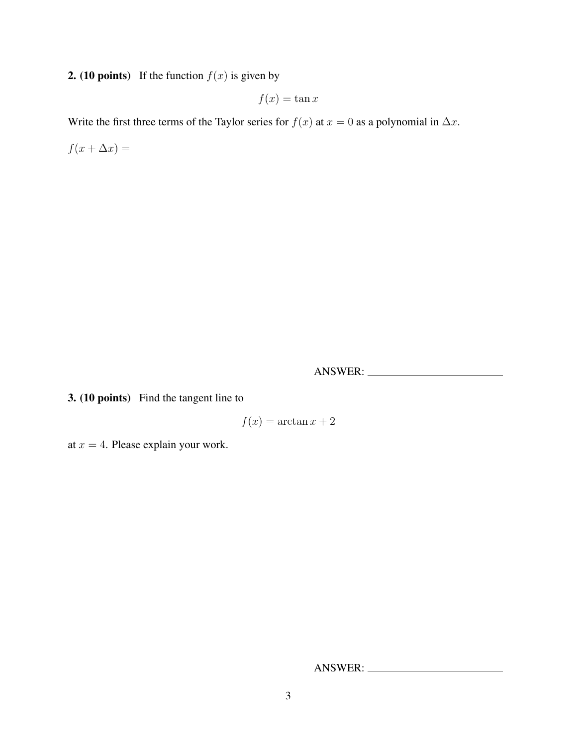**2. (10 points)** If the function $f(x)$ is given by

$$f(x) = \tan x$$

Write the first three terms of the Taylor series for $f(x)$ at $x = 0$ as a polynomial in $\Delta x$.

$f(x + \Delta x) =$

ANSWER: ________________________

**3. (10 points)** Find the tangent line to

$$f(x) = \arctan x + 2$$

at $x = 4$. Please explain your work.

ANSWER: ________________________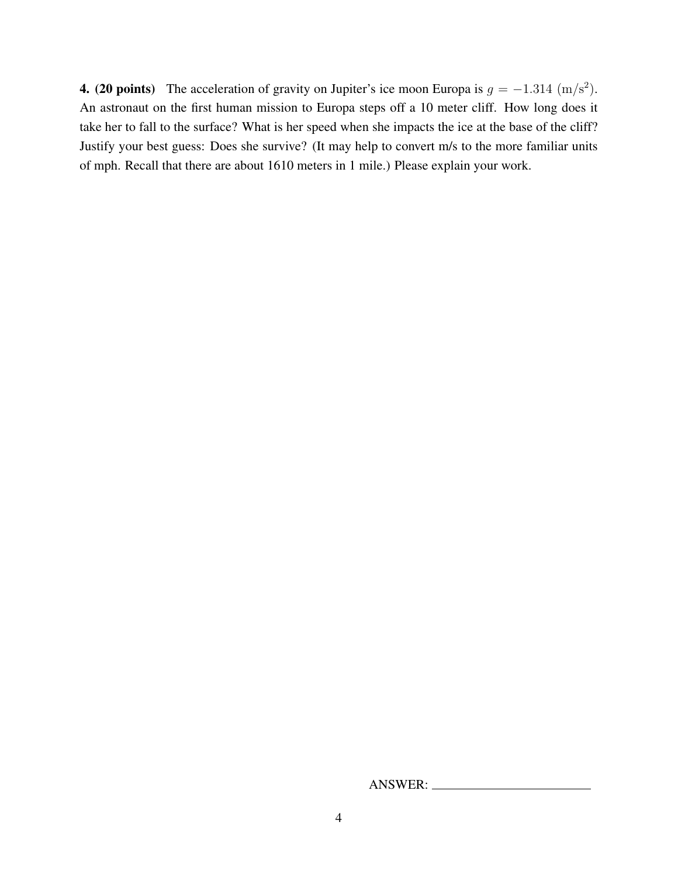**4. (20 points)** The acceleration of gravity on Jupiter's ice moon Europa is $g = -1.314$ $(\mathrm{m/s^2})$. An astronaut on the first human mission to Europa steps off a 10 meter cliff. How long does it take her to fall to the surface? What is her speed when she impacts the ice at the base of the cliff? Justify your best guess: Does she survive? (It may help to convert m/s to the more familiar units of mph. Recall that there are about 1610 meters in 1 mile.) Please explain your work.

ANSWER: ______________________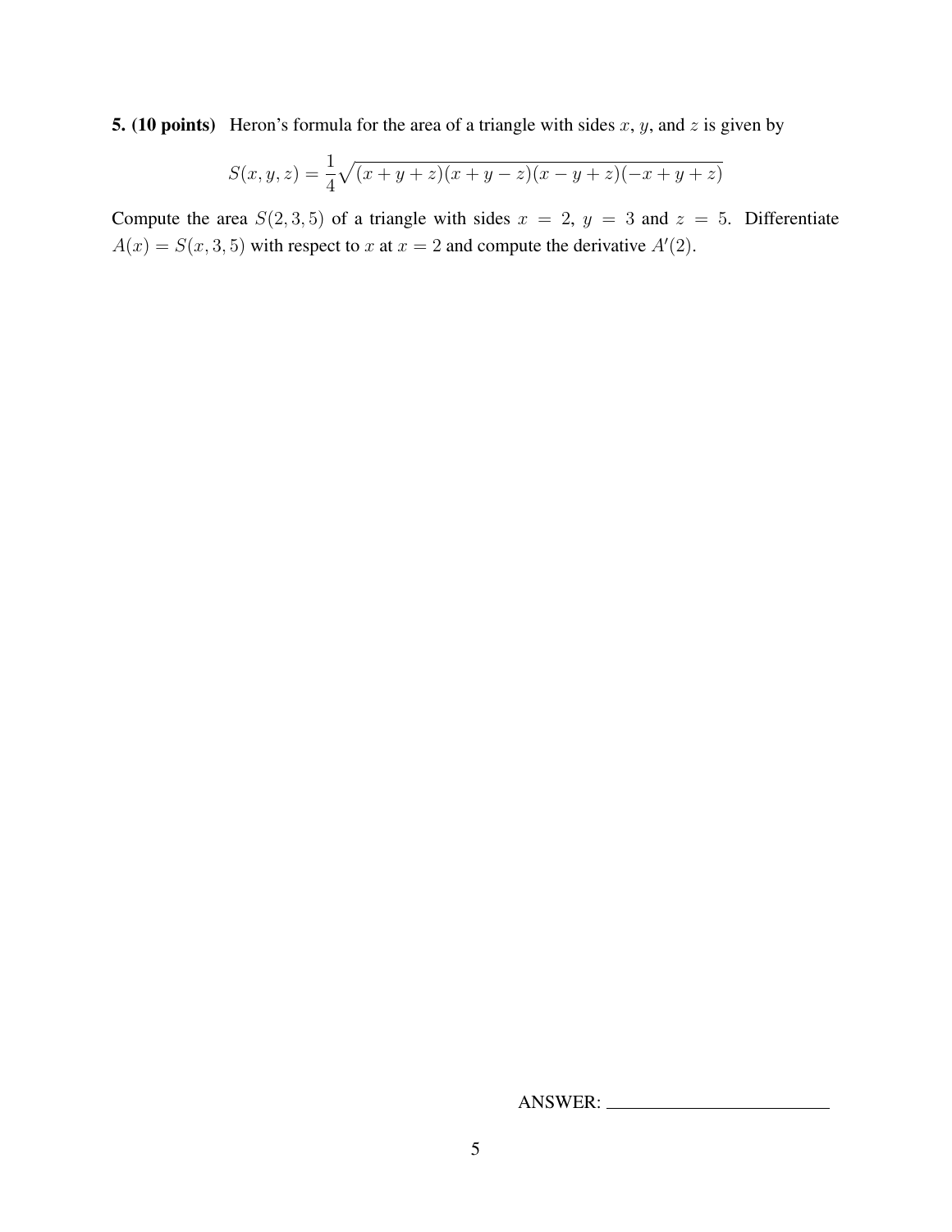**5. (10 points)** Heron's formula for the area of a triangle with sides $x$, $y$, and $z$ is given by

$$S(x, y, z) = \frac{1}{4}\sqrt{(x + y + z)(x + y - z)(x - y + z)(-x + y + z)}$$

Compute the area $S(2, 3, 5)$ of a triangle with sides $x = 2$, $y = 3$ and $z = 5$. Differentiate $A(x) = S(x, 3, 5)$ with respect to $x$ at $x = 2$ and compute the derivative $A'(2)$.

ANSWER: ________________________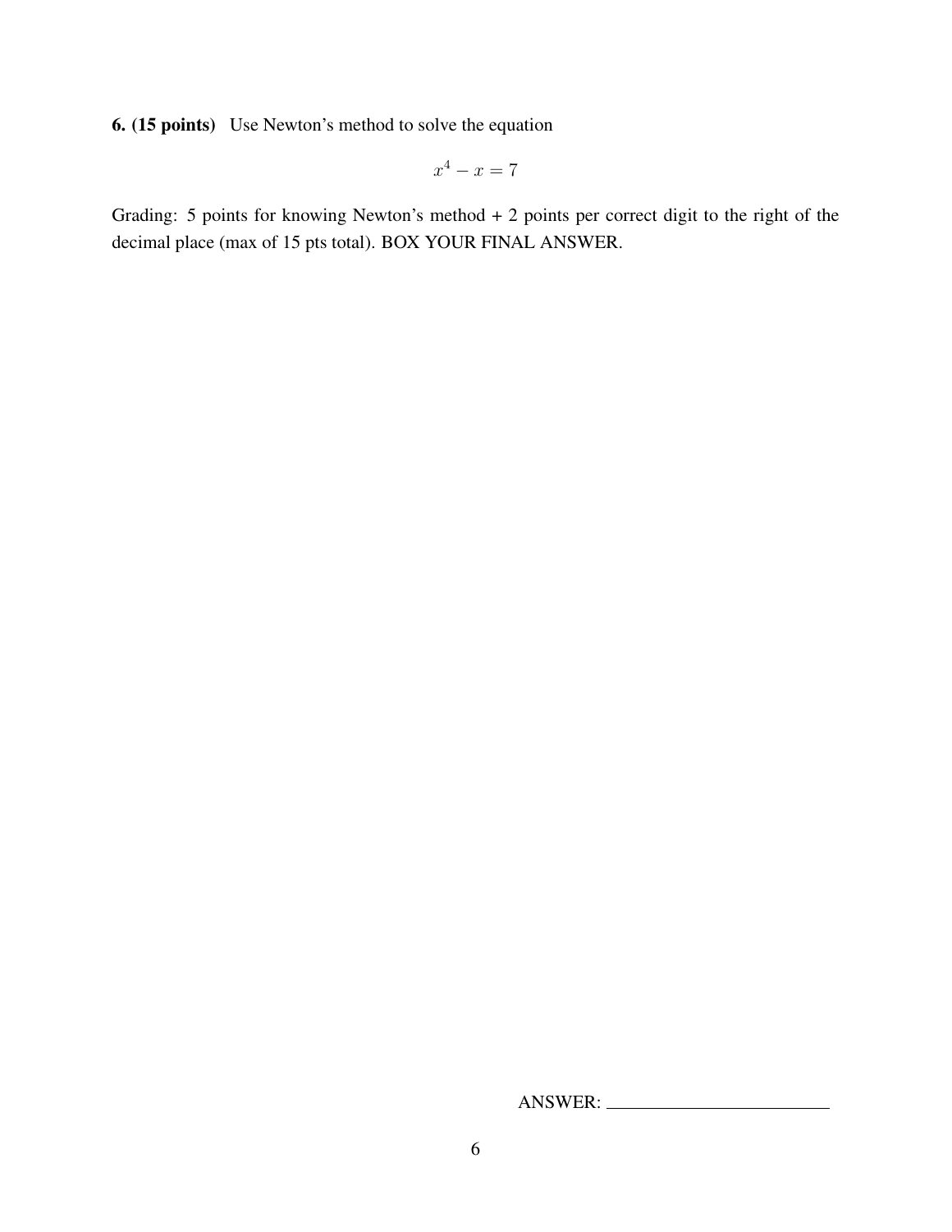**6. (15 points)** Use Newton's method to solve the equation

$$x^4 - x = 7$$

Grading: 5 points for knowing Newton's method + 2 points per correct digit to the right of the decimal place (max of 15 pts total). BOX YOUR FINAL ANSWER.

ANSWER: ______________________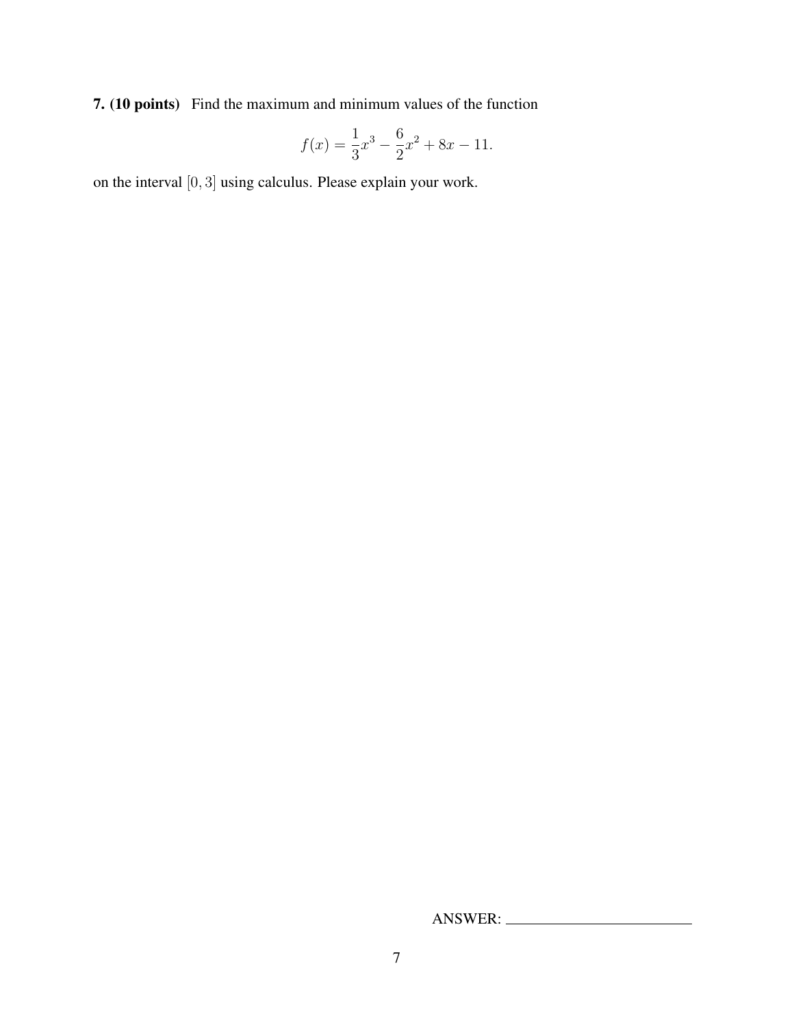**7. (10 points)** Find the maximum and minimum values of the function

$$f(x) = \frac{1}{3}x^3 - \frac{6}{2}x^2 + 8x - 11.$$

on the interval $[0, 3]$ using calculus. Please explain your work.

ANSWER: ________________________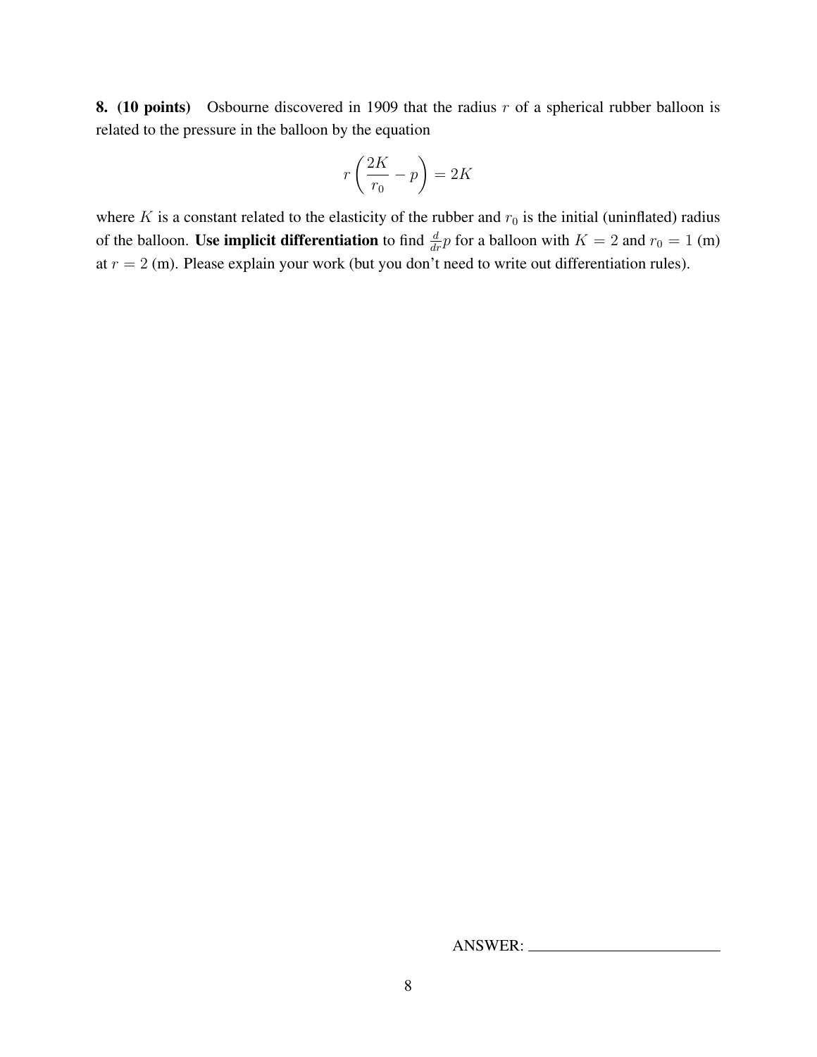**8. (10 points)** Osbourne discovered in 1909 that the radius $r$ of a spherical rubber balloon is related to the pressure in the balloon by the equation

$$r\left(\frac{2K}{r_0} - p\right) = 2K$$

where $K$ is a constant related to the elasticity of the rubber and $r_0$ is the initial (uninflated) radius of the balloon. **Use implicit differentiation** to find $\frac{d}{dr}p$ for a balloon with $K = 2$ and $r_0 = 1$ (m) at $r = 2$ (m). Please explain your work (but you don't need to write out differentiation rules).

ANSWER: \_\_\_\_\_\_\_\_\_\_\_\_\_\_\_\_\_\_\_\_\_\_\_\_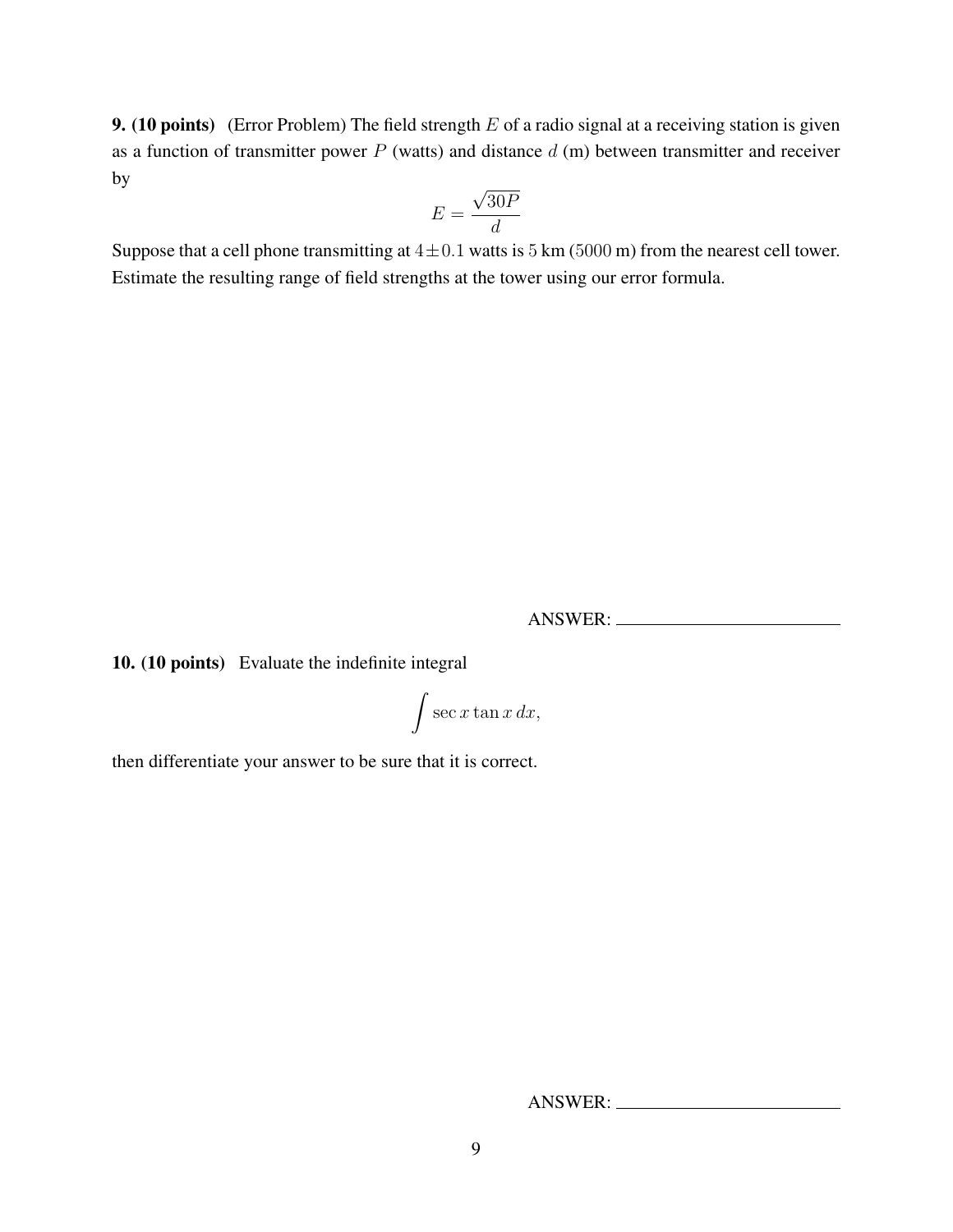**9. (10 points)** (Error Problem) The field strength $E$ of a radio signal at a receiving station is given as a function of transmitter power $P$ (watts) and distance $d$ (m) between transmitter and receiver by

$$E = \frac{\sqrt{30P}}{d}$$

Suppose that a cell phone transmitting at $4 \pm 0.1$ watts is $5$ km ($5000$ m) from the nearest cell tower. Estimate the resulting range of field strengths at the tower using our error formula.

ANSWER: ________________________

**10. (10 points)** Evaluate the indefinite integral

$$\int \sec x \tan x \, dx,$$

then differentiate your answer to be sure that it is correct.

ANSWER: ________________________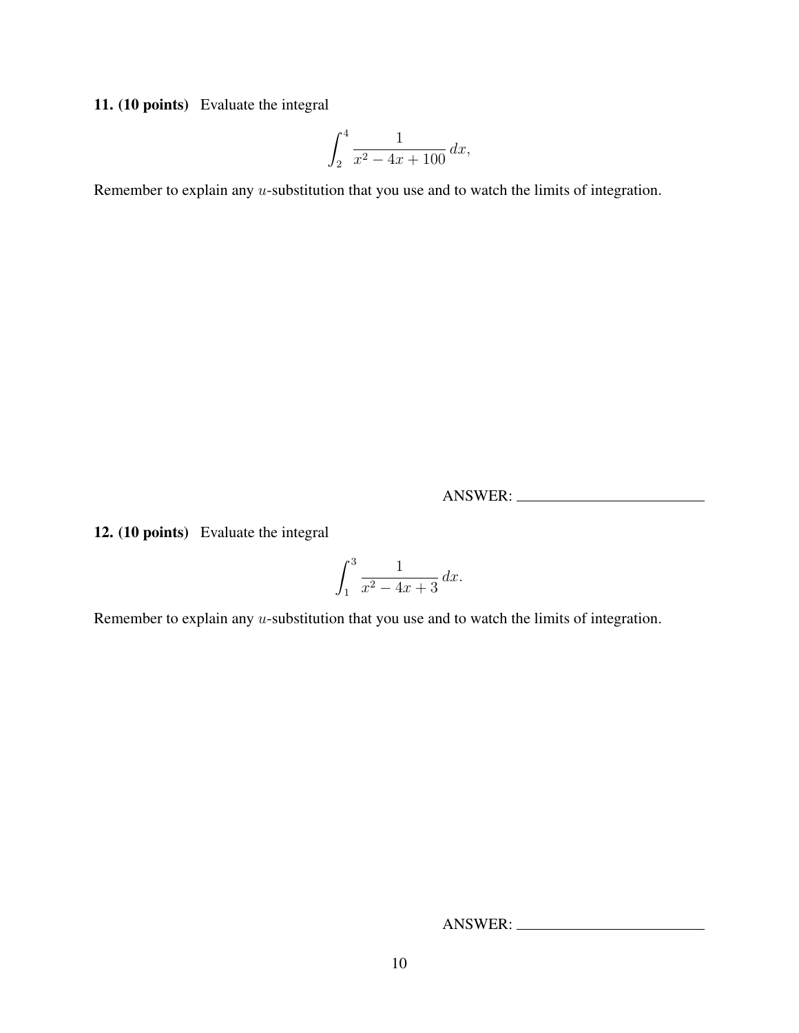**11. (10 points)** Evaluate the integral

$$\int_2^4 \frac{1}{x^2 - 4x + 100}\, dx,$$

Remember to explain any $u$-substitution that you use and to watch the limits of integration.

ANSWER: ______________________

**12. (10 points)** Evaluate the integral

$$\int_1^3 \frac{1}{x^2 - 4x + 3}\, dx.$$

Remember to explain any $u$-substitution that you use and to watch the limits of integration.

ANSWER: ______________________